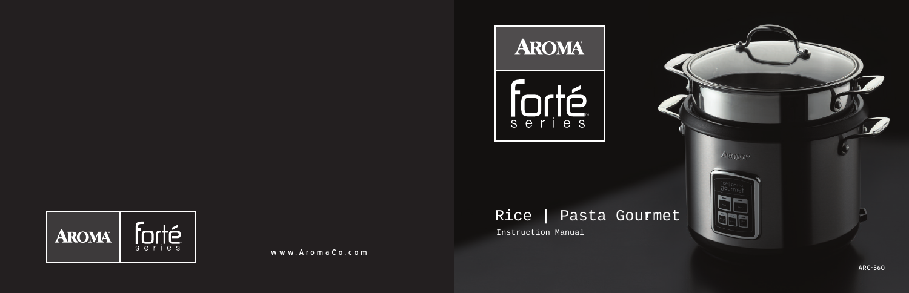AROMA

forté
series

# Rice | Pasta Gourmet

Instruction Manual

ARC-560

AROMA forté series

www.AromaCo.com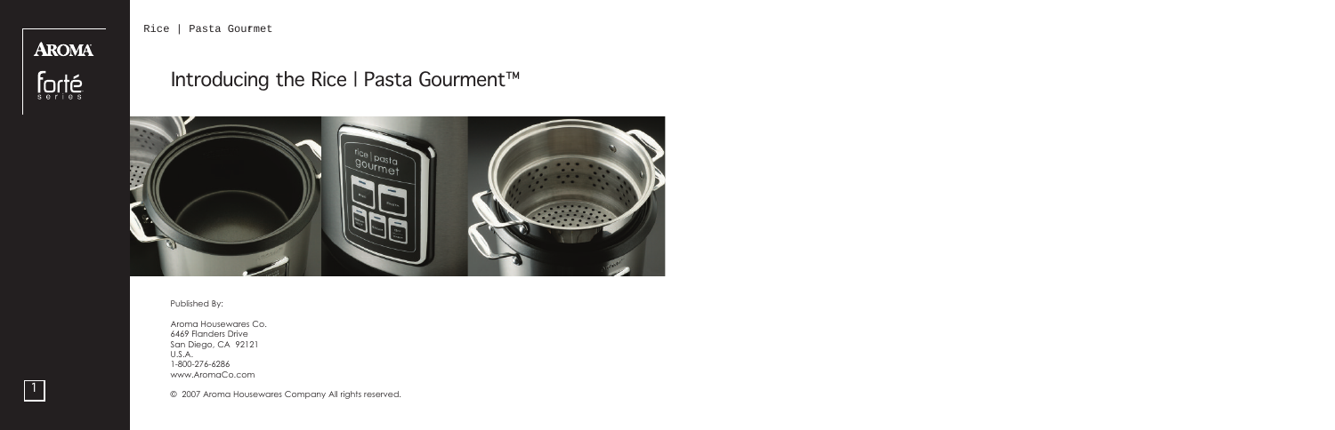# Introducing the Rice | Pasta Gourment™

Published By:

Aroma Housewares Co.
6469 Flanders Drive
San Diego, CA 92121
U.S.A.
1-800-276-6286
www.AromaCo.com

© 2007 Aroma Housewares Company All rights reserved.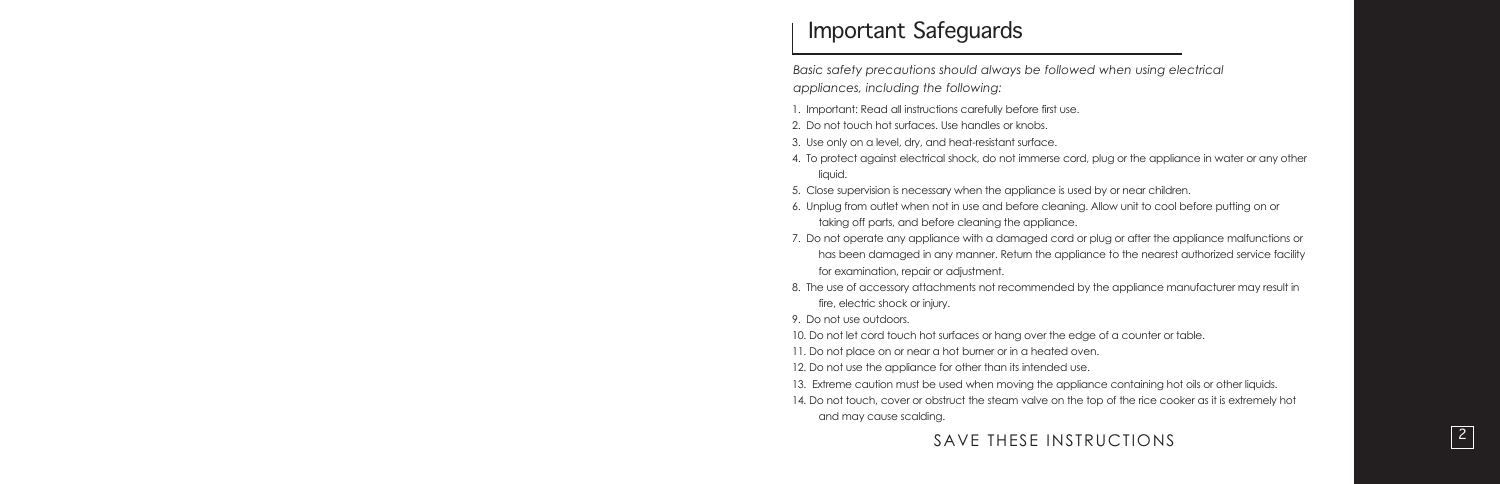# Important Safeguards

*Basic safety precautions should always be followed when using electrical appliances, including the following:*

1. Important: Read all instructions carefully before first use.
2. Do not touch hot surfaces. Use handles or knobs.
3. Use only on a level, dry, and heat-resistant surface.
4. To protect against electrical shock, do not immerse cord, plug or the appliance in water or any other liquid.
5. Close supervision is necessary when the appliance is used by or near children.
6. Unplug from outlet when not in use and before cleaning. Allow unit to cool before putting on or taking off parts, and before cleaning the appliance.
7. Do not operate any appliance with a damaged cord or plug or after the appliance malfunctions or has been damaged in any manner. Return the appliance to the nearest authorized service facility for examination, repair or adjustment.
8. The use of accessory attachments not recommended by the appliance manufacturer may result in fire, electric shock or injury.
9. Do not use outdoors.
10. Do not let cord touch hot surfaces or hang over the edge of a counter or table.
11. Do not place on or near a hot burner or in a heated oven.
12. Do not use the appliance for other than its intended use.
13. Extreme caution must be used when moving the appliance containing hot oils or other liquids.
14. Do not touch, cover or obstruct the steam valve on the top of the rice cooker as it is extremely hot and may cause scalding.

SAVE THESE INSTRUCTIONS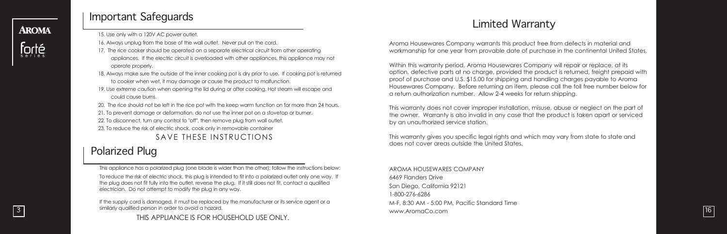## Important Safeguards

15. Use only with a 120V AC power outlet.
16. Always unplug from the base of the wall outlet. Never pull on the cord.
17. The rice cooker should be operated on a separate electrical circuit from other operating appliances. If the electric circuit is overloaded with other appliances, this appliance may not operate properly.
18. Always make sure the outside of the inner cooking pot is dry prior to use. If cooking pot is returned to cooker when wet, it may damage or cause the product to malfunction.
19. Use extreme caution when opening the lid during or after cooking. Hot steam will escape and could cause burns.
20. The rice should not be left in the rice pot with the keep warm function on for more than 24 hours.
21. To prevent damage or deformation, do not use the inner pot on a stovetop or burner.
22. To disconnect, turn any control to "off", then remove plug from wall outlet.
23. To reduce the risk of electric shock, cook only in removable container

SAVE THESE INSTRUCTIONS

## Polarized Plug

This appliance has a polarized plug (one blade is wider than the other); follow the instructions below:

To reduce the risk of electric shock, this plug is intended to fit into a polarized outlet only one way. If the plug does not fit fully into the outlet, reverse the plug. If it still does not fit, contact a qualified electrician. Do not attempt to modify the plug in any way.

If the supply cord is damaged, it must be replaced by the manufacturer or its service agent or a similarly qualified person in order to avoid a hazard.

THIS APPLIANCE IS FOR HOUSEHOLD USE ONLY.

## Limited Warranty

Aroma Housewares Company warrants this product free from defects in material and workmanship for one year from provable date of purchase in the continental United States.

Within this warranty period, Aroma Housewares Company will repair or replace, at its option, defective parts at no charge, provided the product is returned, freight prepaid with proof of purchase and U.S. $15.00 for shipping and handling charges payable to Aroma Housewares Company. Before returning an item, please call the toll free number below for a return authorization number. Allow 2-4 weeks for return shipping.

This warranty does not cover improper installation, misuse, abuse or neglect on the part of the owner. Warranty is also invalid in any case that the product is taken apart or serviced by an unauthorized service station.

This warranty gives you specific legal rights and which may vary from state to state and does not cover areas outside the United States.

AROMA HOUSEWARES COMPANY
6469 Flanders Drive
San Diego, California 92121
1-800-276-6286
M-F, 8:30 AM - 5:00 PM, Pacific Standard Time
www.AromaCo.com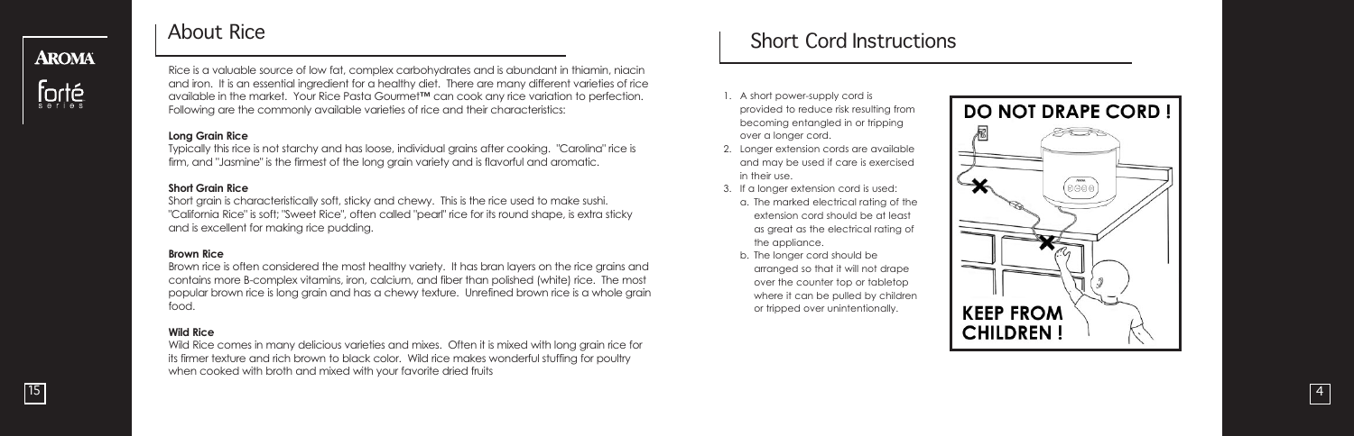## About Rice

Rice is a valuable source of low fat, complex carbohydrates and is abundant in thiamin, niacin and iron. It is an essential ingredient for a healthy diet. There are many different varieties of rice available in the market. Your Rice Pasta Gourmet™ can cook any rice variation to perfection. Following are the commonly available varieties of rice and their characteristics:

**Long Grain Rice**

Typically this rice is not starchy and has loose, individual grains after cooking. "Carolina" rice is firm, and "Jasmine" is the firmest of the long grain variety and is flavorful and aromatic.

**Short Grain Rice**

Short grain is characteristically soft, sticky and chewy. This is the rice used to make sushi. "California Rice" is soft; "Sweet Rice", often called "pearl" rice for its round shape, is extra sticky and is excellent for making rice pudding.

**Brown Rice**

Brown rice is often considered the most healthy variety. It has bran layers on the rice grains and contains more B-complex vitamins, iron, calcium, and fiber than polished (white) rice. The most popular brown rice is long grain and has a chewy texture. Unrefined brown rice is a whole grain food.

**Wild Rice**

Wild Rice comes in many delicious varieties and mixes. Often it is mixed with long grain rice for its firmer texture and rich brown to black color. Wild rice makes wonderful stuffing for poultry when cooked with broth and mixed with your favorite dried fruits

## Short Cord Instructions

1. A short power-supply cord is provided to reduce risk resulting from becoming entangled in or tripping over a longer cord.
2. Longer extension cords are available and may be used if care is exercised in their use.
3. If a longer extension cord is used:
   a. The marked electrical rating of the extension cord should be at least as great as the electrical rating of the appliance.
   b. The longer cord should be arranged so that it will not drape over the counter top or tabletop where it can be pulled by children or tripped over unintentionally.

**DO NOT DRAPE CORD !**

**KEEP FROM CHILDREN !**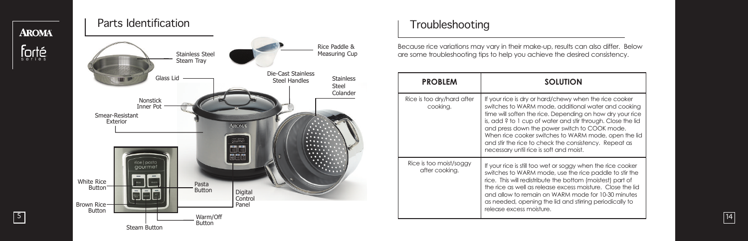## Parts Identification

- Stainless Steel Steam Tray
- Rice Paddle & Measuring Cup
- Glass Lid
- Die-Cast Stainless Steel Handles
- Stainless Steel Colander
- Nonstick Inner Pot
- Smear-Resistant Exterior
- White Rice Button
- Pasta Button
- Digital Control Panel
- Brown Rice Button
- Warm/Off Button
- Steam Button

## Troubleshooting

Because rice variations may vary in their make-up, results can also differ. Below are some troubleshooting tips to help you achieve the desired consistency.

| PROBLEM | SOLUTION |
|---|---|
| Rice is too dry/hard after cooking. | If your rice is dry or hard/chewy when the rice cooker switches to WARM mode, additional water and cooking time will soften the rice. Depending on how dry your rice is, add ? to 1 cup of water and stir through. Close the lid and press down the power switch to COOK mode. When rice cooker switches to WARM mode, open the lid and stir the rice to check the consistency. Repeat as necessary until rice is soft and moist. |
| Rice is too moist/soggy after cooking. | If your rice is still too wet or soggy when the rice cooker switches to WARM mode, use the rice paddle to stir the rice. This will redistribute the bottom (moistest) part of the rice as well as release excess moisture. Close the lid and allow to remain on WARM mode for 10-30 minutes as needed, opening the lid and stirring periodically to release excess moisture. |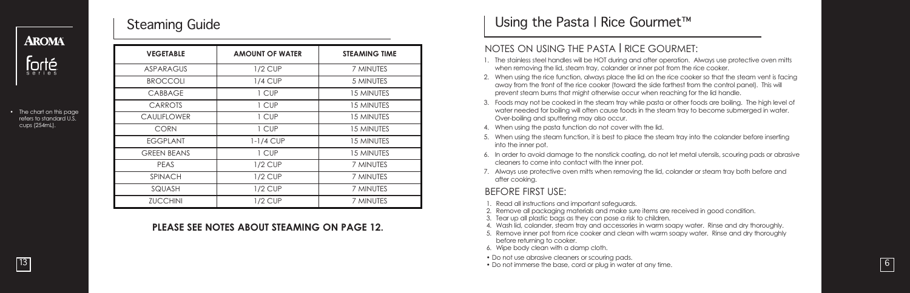## Steaming Guide

- The chart on this page refers to standard U.S. cups (254mL).

| VEGETABLE | AMOUNT OF WATER | STEAMING TIME |
|---|---|---|
| ASPARAGUS | 1/2 CUP | 7 MINUTES |
| BROCCOLI | 1/4 CUP | 5 MINUTES |
| CABBAGE | 1 CUP | 15 MINUTES |
| CARROTS | 1 CUP | 15 MINUTES |
| CAULIFLOWER | 1 CUP | 15 MINUTES |
| CORN | 1 CUP | 15 MINUTES |
| EGGPLANT | 1-1/4 CUP | 15 MINUTES |
| GREEN BEANS | 1 CUP | 15 MINUTES |
| PEAS | 1/2 CUP | 7 MINUTES |
| SPINACH | 1/2 CUP | 7 MINUTES |
| SQUASH | 1/2 CUP | 7 MINUTES |
| ZUCCHINI | 1/2 CUP | 7 MINUTES |

**PLEASE SEE NOTES ABOUT STEAMING ON PAGE 12.**

## Using the Pasta | Rice Gourmet™

### NOTES ON USING THE PASTA | RICE GOURMET:

1. The stainless steel handles will be HOT during and after operation. Always use protective oven mitts when removing the lid, steam tray, colander or inner pot from the rice cooker.
2. When using the rice function, always place the lid on the rice cooker so that the steam vent is facing away from the front of the rice cooker (toward the side farthest from the control panel). This will prevent steam burns that might otherwise occur when reaching for the lid handle.
3. Foods may not be cooked in the steam tray while pasta or other foods are boiling. The high level of water needed for boiling will often cause foods in the steam tray to become submerged in water. Over-boiling and sputtering may also occur.
4. When using the pasta function do not cover with the lid.
5. When using the steam function, it is best to place the steam tray into the colander before inserting into the inner pot.
6. In order to avoid damage to the nonstick coating, do not let metal utensils, scouring pads or abrasive cleaners to come into contact with the inner pot.
7. Always use protective oven mitts when removing the lid, colander or steam tray both before and after cooking.

### BEFORE FIRST USE:

1. Read all instructions and important safeguards.
2. Remove all packaging materials and make sure items are received in good condition.
3. Tear up all plastic bags as they can pose a risk to children.
4. Wash lid, colander, steam tray and accessories in warm soapy water. Rinse and dry thoroughly.
5. Remove inner pot from rice cooker and clean with warm soapy water. Rinse and dry thoroughly before returning to cooker.
6. Wipe body clean with a damp cloth.

- Do not use abrasive cleaners or scouring pads.
- Do not immerse the base, cord or plug in water at any time.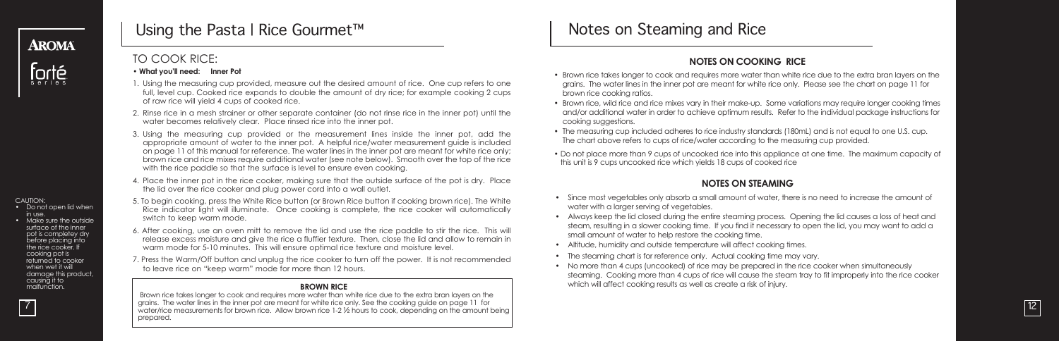AROMA

forté series

CAUTION:

- Do not open lid when in use.
- Make sure the outside surface of the inner pot is completely dry before placing into the rice cooker. If cooking pot is returned to cooker when wet it will damage this product, causing it to malfunction.

# Using the Pasta | Rice Gourmet™

## TO COOK RICE:

- **What you'll need: Inner Pot**

1. Using the measuring cup provided, measure out the desired amount of rice. One cup refers to one full, level cup. Cooked rice expands to double the amount of dry rice; for example cooking 2 cups of raw rice will yield 4 cups of cooked rice.
2. Rinse rice in a mesh strainer or other separate container (do not rinse rice in the inner pot) until the water becomes relatively clear. Place rinsed rice into the inner pot.
3. Using the measuring cup provided or the measurement lines inside the inner pot, add the appropriate amount of water to the inner pot. A helpful rice/water measurement guide is included on page 11 of this manual for reference. The water lines in the inner pot are meant for white rice only; brown rice and rice mixes require additional water (see note below). Smooth over the top of the rice with the rice paddle so that the surface is level to ensure even cooking.
4. Place the inner pot in the rice cooker, making sure that the outside surface of the pot is dry. Place the lid over the rice cooker and plug power cord into a wall outlet.
5. To begin cooking, press the White Rice button (or Brown Rice button if cooking brown rice). The White Rice indicator light will illuminate. Once cooking is complete, the rice cooker will automatically switch to keep warm mode.
6. After cooking, use an oven mitt to remove the lid and use the rice paddle to stir the rice. This will release excess moisture and give the rice a fluffier texture. Then, close the lid and allow to remain in warm mode for 5-10 minutes. This will ensure optimal rice texture and moisture level.
7. Press the Warm/Off button and unplug the rice cooker to turn off the power. It is not recommended to leave rice on "keep warm" mode for more than 12 hours.

**BROWN RICE**

Brown rice takes longer to cook and requires more water than white rice due to the extra bran layers on the grains. The water lines in the inner pot are meant for white rice only. See the cooking guide on page 11 for water/rice measurements for brown rice. Allow brown rice 1-2 ½ hours to cook, depending on the amount being prepared.

# Notes on Steaming and Rice

## NOTES ON COOKING RICE

- Brown rice takes longer to cook and requires more water than white rice due to the extra bran layers on the grains. The water lines in the inner pot are meant for white rice only. Please see the chart on page 11 for brown rice cooking ratios.
- Brown rice, wild rice and rice mixes vary in their make-up. Some variations may require longer cooking times and/or additional water in order to achieve optimum results. Refer to the individual package instructions for cooking suggestions.
- The measuring cup included adheres to rice industry standards (180mL) and is not equal to one U.S. cup. The chart above refers to cups of rice/water according to the measuring cup provided.
- Do not place more than 9 cups of uncooked rice into this appliance at one time. The maximum capacity of this unit is 9 cups uncooked rice which yields 18 cups of cooked rice

## NOTES ON STEAMING

- Since most vegetables only absorb a small amount of water, there is no need to increase the amount of water with a larger serving of vegetables.
- Always keep the lid closed during the entire steaming process. Opening the lid causes a loss of heat and steam, resulting in a slower cooking time. If you find it necessary to open the lid, you may want to add a small amount of water to help restore the cooking time.
- Altitude, humidity and outside temperature will affect cooking times.
- The steaming chart is for reference only. Actual cooking time may vary.
- No more than 4 cups (uncooked) of rice may be prepared in the rice cooker when simultaneously steaming. Cooking more than 4 cups of rice will cause the steam tray to fit improperly into the rice cooker which will affect cooking results as well as create a risk of injury.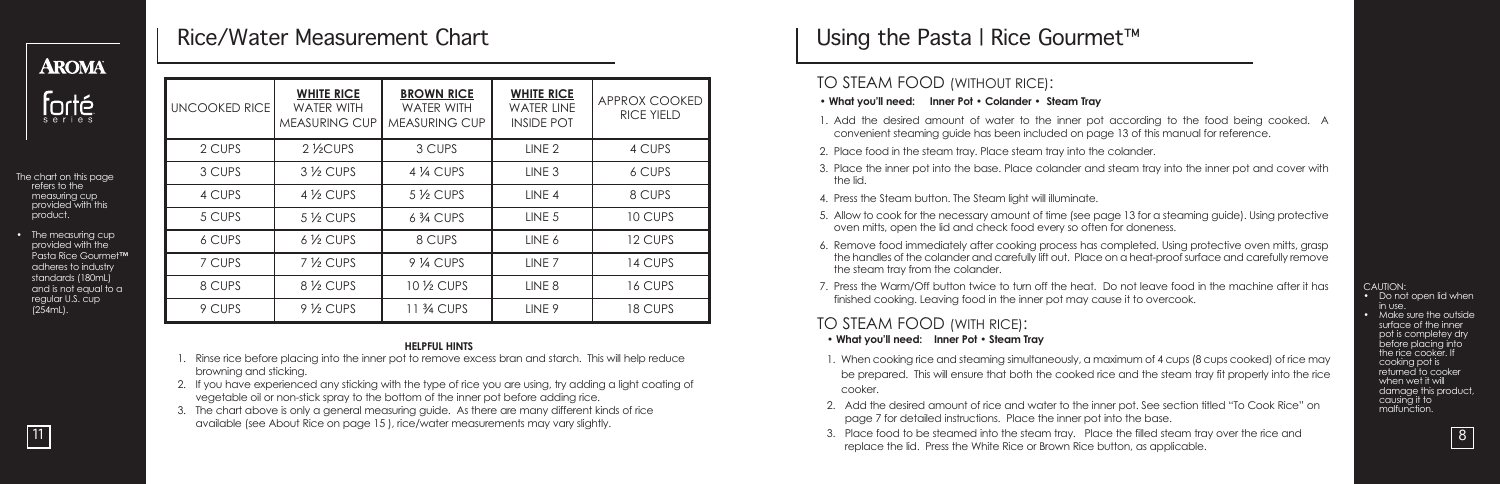AROMA

forté series

The chart on this page refers to the measuring cup provided with this product.

- The measuring cup provided with the Pasta Rice Gourmet™ adheres to industry standards (180mL) and is not equal to a regular U.S. cup (254mL).

# Rice/Water Measurement Chart

| UNCOOKED RICE | WHITE RICE WATER WITH MEASURING CUP | BROWN RICE WATER WITH MEASURING CUP | WHITE RICE WATER LINE INSIDE POT | APPROX COOKED RICE YIELD |
|---|---|---|---|---|
| 2 CUPS | 2 ½CUPS | 3 CUPS | LINE 2 | 4 CUPS |
| 3 CUPS | 3 ½ CUPS | 4 ¼ CUPS | LINE 3 | 6 CUPS |
| 4 CUPS | 4 ½ CUPS | 5 ½ CUPS | LINE 4 | 8 CUPS |
| 5 CUPS | 5 ½ CUPS | 6 ¾ CUPS | LINE 5 | 10 CUPS |
| 6 CUPS | 6 ½ CUPS | 8 CUPS | LINE 6 | 12 CUPS |
| 7 CUPS | 7 ½ CUPS | 9 ¼ CUPS | LINE 7 | 14 CUPS |
| 8 CUPS | 8 ½ CUPS | 10 ½ CUPS | LINE 8 | 16 CUPS |
| 9 CUPS | 9 ½ CUPS | 11 ¾ CUPS | LINE 9 | 18 CUPS |

**HELPFUL HINTS**

1. Rinse rice before placing into the inner pot to remove excess bran and starch. This will help reduce browning and sticking.
2. If you have experienced any sticking with the type of rice you are using, try adding a light coating of vegetable oil or non-stick spray to the bottom of the inner pot before adding rice.
3. The chart above is only a general measuring guide. As there are many different kinds of rice available (see About Rice on page 15 ), rice/water measurements may vary slightly.

# Using the Pasta | Rice Gourmet™

## TO STEAM FOOD (WITHOUT RICE):

- **What you'll need: Inner Pot • Colander • Steam Tray**

1. Add the desired amount of water to the inner pot according to the food being cooked. A convenient steaming guide has been included on page 13 of this manual for reference.
2. Place food in the steam tray. Place steam tray into the colander.
3. Place the inner pot into the base. Place colander and steam tray into the inner pot and cover with the lid.
4. Press the Steam button. The Steam light will illuminate.
5. Allow to cook for the necessary amount of time (see page 13 for a steaming guide). Using protective oven mitts, open the lid and check food every so often for doneness.
6. Remove food immediately after cooking process has completed. Using protective oven mitts, grasp the handles of the colander and carefully lift out. Place on a heat-proof surface and carefully remove the steam tray from the colander.
7. Press the Warm/Off button twice to turn off the heat. Do not leave food in the machine after it has finished cooking. Leaving food in the inner pot may cause it to overcook.

## TO STEAM FOOD (WITH RICE):

- **What you'll need: Inner Pot • Steam Tray**

1. When cooking rice and steaming simultaneously, a maximum of 4 cups (8 cups cooked) of rice may be prepared. This will ensure that both the cooked rice and the steam tray fit properly into the rice cooker.
2. Add the desired amount of rice and water to the inner pot. See section titled "To Cook Rice" on page 7 for detailed instructions. Place the inner pot into the base.
3. Place food to be steamed into the steam tray. Place the filled steam tray over the rice and replace the lid. Press the White Rice or Brown Rice button, as applicable.

CAUTION:

- Do not open lid when in use.
- Make sure the outside surface of the inner pot is completey dry before placing into the rice cooker. If cooking pot is returned to cooker when wet it will damage this product, causing it to malfunction.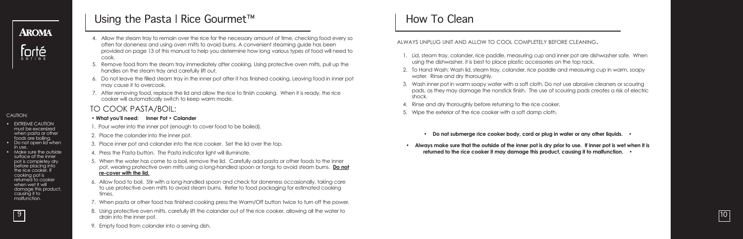AROMA

forté

series

CAUTION:

- EXTREME CAUTION must be excersized when pasta or other foods are boiling.
- Do not open lid when in use.
- Make sure the outside surface of the inner pot is completey dry before placing into the rice cooker. If cooking pot is returned to cooker when wet it will damage this product, causing it to malfunction.

## Using the Pasta | Rice Gourmet™

4. Allow the steam tray to remain over the rice for the necessary amount of time, checking food every so often for doneness and using oven mitts to avoid burns. A convenient steaming guide has been provided on page 13 of this manual to help you determine how long various types of food will need to cook.
5. Remove food from the steam tray immediately after cooking. Using protective oven mitts, pull up the handles on the steam tray and carefully lift out.
6. Do not leave the filled steam tray in the inner pot after it has finished cooking. Leaving food in inner pot may cause it to overcook.
7. After removing food, replace the lid and allow the rice to finish cooking. When it is ready, the rice cooker will automatically switch to keep warm mode.

### TO COOK PASTA/BOIL:

- **What you'll need: Inner Pot • Colander**

1. Pour water into the inner pot (enough to cover food to be boiled).
2. Place the colander into the inner pot.
3. Place inner pot and colander into the rice cooker. Set the lid over the top.
4. Press the Pasta button. The Pasta indicator light will illuminate.
5. When the water has come to a boil, remove the lid. Carefully add pasta or other foods to the inner pot, wearing protective oven mitts using a long-handled spoon or tongs to avoid steam burns. **Do not re-cover with the lid.**
6. Allow food to boil. Stir with a long-handled spoon and check for doneness occasionally, taking care to use protective oven mitts to avoid steam burns. Refer to food packaging for estimated cooking times.
7. When pasta or other food has finished cooking press the Warm/Off button twice to turn off the power.
8. Using protective oven mitts, carefully lift the colander out of the rice cooker, allowing all the water to drain into the inner pot.
9. Empty food from colander into a serving dish.

## How To Clean

ALWAYS UNPLUG UNIT AND ALLOW TO COOL COMPLETELY BEFORE CLEANING.

1. Lid, steam tray, colander, rice paddle, measuring cup and inner pot are dishwasher safe. When using the dishwasher, it is best to place plastic accessories on the top rack.
2. To Hand Wash: Wash lid, steam tray, colander, rice paddle and measuring cup in warm, soapy water. Rinse and dry thoroughly.
3. Wash inner pot in warm soapy water with a soft cloth. Do not use abrasive cleaners or scouring pads, as they may damage the nonstick finish. The use of scouring pads creates a risk of electric shock.
4. Rinse and dry thoroughly before returning to the rice cooker.
5. Wipe the exterior of the rice cooker with a soft damp cloth.

- **Do not submerge rice cooker body, cord or plug in water or any other liquids.**
- **Always make sure that the outside of the inner pot is dry prior to use. If inner pot is wet when it is returned to the rice cooker it may damage this product, causing it to malfunction.**